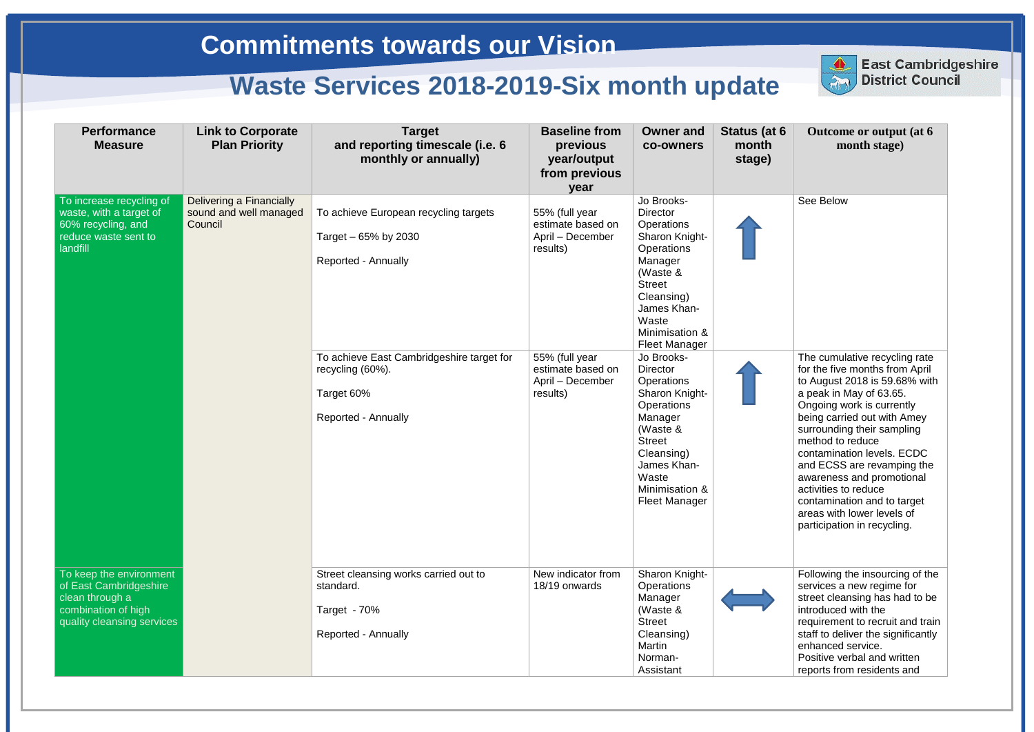# Commitments towards our Vision

## Waste Services 2018-2019-Six month update

East Cambridgeshire District Council

| Performance Measure | Link to Corporate Plan Priority | Target and reporting timescale (i.e. 6 monthly or annually) | Baseline from previous year/output from previous year | Owner and co-owners | Status (at 6 month stage) | Outcome or output (at 6 month stage) |
|---|---|---|---|---|---|---|
| To increase recycling of waste, with a target of 60% recycling, and reduce waste sent to landfill | Delivering a Financially sound and well managed Council | To achieve European recycling targets<br><br>Target – 65% by 2030<br><br>Reported - Annually | 55% (full year estimate based on April – December results) | Jo Brooks- Director Operations<br>Sharon Knight- Operations Manager (Waste & Street Cleansing)<br>James Khan- Waste Minimisation & Fleet Manager | ↑ | See Below |
| | | To achieve East Cambridgeshire target for recycling (60%).<br><br>Target 60%<br><br>Reported - Annually | 55% (full year estimate based on April – December results) | Jo Brooks- Director Operations<br>Sharon Knight- Operations Manager (Waste & Street Cleansing)<br>James Khan- Waste Minimisation & Fleet Manager | ↑ | The cumulative recycling rate for the five months from April to August 2018 is 59.68% with a peak in May of 63.65. Ongoing work is currently being carried out with Amey surrounding their sampling method to reduce contamination levels. ECDC and ECSS are revamping the awareness and promotional activities to reduce contamination and to target areas with lower levels of participation in recycling. |
| To keep the environment of East Cambridgeshire clean through a combination of high quality cleansing services | | Street cleansing works carried out to standard.<br><br>Target - 70%<br><br>Reported - Annually | New indicator from 18/19 onwards | Sharon Knight- Operations Manager (Waste & Street Cleansing)<br>Martin Norman- Assistant | ↔ | Following the insourcing of the services a new regime for street cleansing has had to be introduced with the requirement to recruit and train staff to deliver the significantly enhanced service.<br>Positive verbal and written reports from residents and |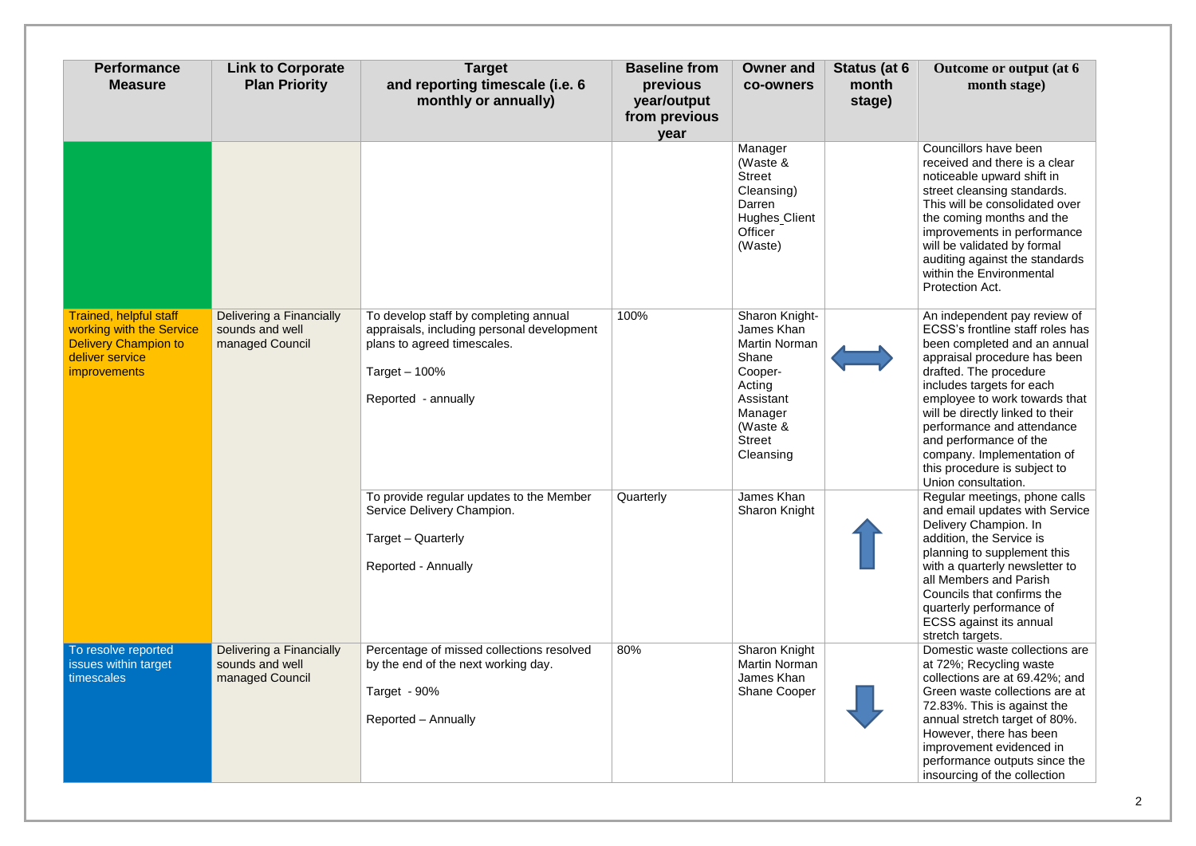| Performance Measure | Link to Corporate Plan Priority | Target and reporting timescale (i.e. 6 monthly or annually) | Baseline from previous year/output from previous year | Owner and co-owners | Status (at 6 month stage) | Outcome or output (at 6 month stage) |
|---|---|---|---|---|---|---|
| | | | | Manager (Waste & Street Cleansing) Darren Hughes Client Officer (Waste) | | Councillors have been received and there is a clear noticeable upward shift in street cleansing standards. This will be consolidated over the coming months and the improvements in performance will be validated by formal auditing against the standards within the Environmental Protection Act. |
| Trained, helpful staff working with the Service Delivery Champion to deliver service improvements | Delivering a Financially sounds and well managed Council | To develop staff by completing annual appraisals, including personal development plans to agreed timescales.<br><br>Target – 100%<br><br>Reported - annually | 100% | Sharon Knight-James Khan Martin Norman Shane Cooper-Acting Assistant Manager (Waste & Street Cleansing | ⟷ | An independent pay review of ECSS's frontline staff roles has been completed and an annual appraisal procedure has been drafted. The procedure includes targets for each employee to work towards that will be directly linked to their performance and attendance and performance of the company. Implementation of this procedure is subject to Union consultation. |
| | | To provide regular updates to the Member Service Delivery Champion.<br><br>Target – Quarterly<br><br>Reported - Annually | Quarterly | James Khan Sharon Knight | ↑ | Regular meetings, phone calls and email updates with Service Delivery Champion. In addition, the Service is planning to supplement this with a quarterly newsletter to all Members and Parish Councils that confirms the quarterly performance of ECSS against its annual stretch targets. |
| To resolve reported issues within target timescales | Delivering a Financially sounds and well managed Council | Percentage of missed collections resolved by the end of the next working day.<br><br>Target - 90%<br><br>Reported – Annually | 80% | Sharon Knight Martin Norman James Khan Shane Cooper | ↓ | Domestic waste collections are at 72%; Recycling waste collections are at 69.42%; and Green waste collections are at 72.83%. This is against the annual stretch target of 80%. However, there has been improvement evidenced in performance outputs since the insourcing of the collection |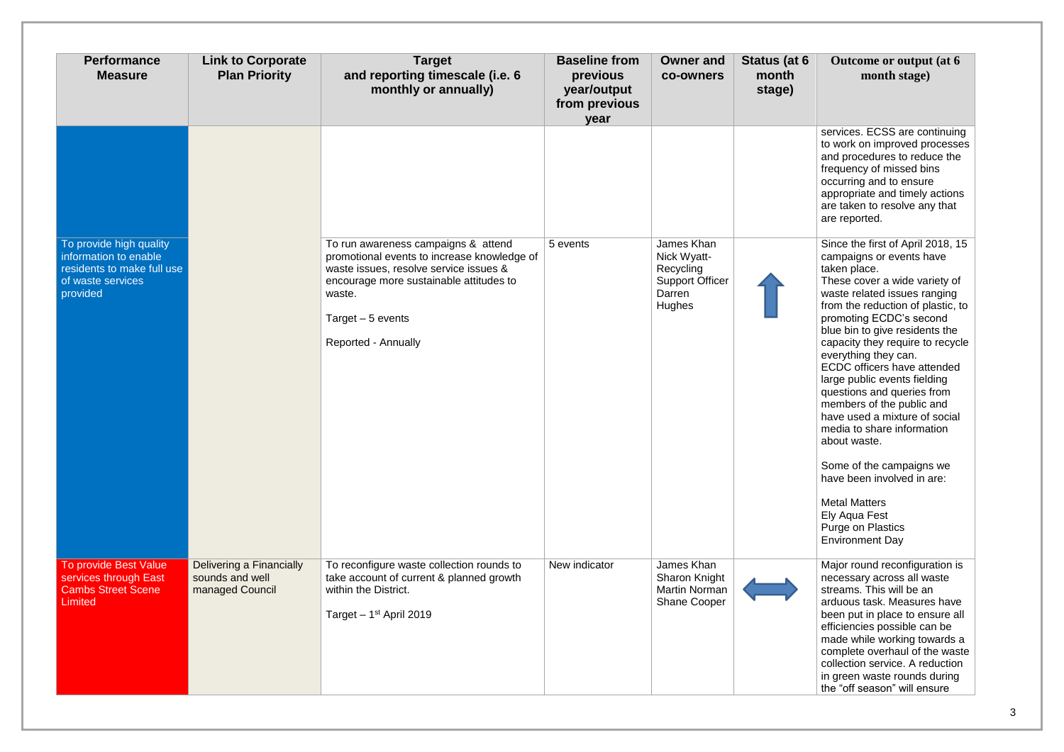| Performance Measure | Link to Corporate Plan Priority | Target and reporting timescale (i.e. 6 monthly or annually) | Baseline from previous year/output from previous year | Owner and co-owners | Status (at 6 month stage) | Outcome or output (at 6 month stage) |
|---|---|---|---|---|---|---|
| | | | | | | services. ECSS are continuing to work on improved processes and procedures to reduce the frequency of missed bins occurring and to ensure appropriate and timely actions are taken to resolve any that are reported. |
| To provide high quality information to enable residents to make full use of waste services provided | | To run awareness campaigns & attend promotional events to increase knowledge of waste issues, resolve service issues & encourage more sustainable attitudes to waste.<br><br>Target – 5 events<br><br>Reported - Annually | 5 events | James Khan<br>Nick Wyatt-Recycling Support Officer<br>Darren Hughes | ↑ | Since the first of April 2018, 15 campaigns or events have taken place.<br>These cover a wide variety of waste related issues ranging from the reduction of plastic, to promoting ECDC's second blue bin to give residents the capacity they require to recycle everything they can.<br>ECDC officers have attended large public events fielding questions and queries from members of the public and have used a mixture of social media to share information about waste.<br><br>Some of the campaigns we have been involved in are:<br><br>Metal Matters<br>Ely Aqua Fest<br>Purge on Plastics<br>Environment Day |
| To provide Best Value services through East Cambs Street Scene Limited | Delivering a Financially sounds and well managed Council | To reconfigure waste collection rounds to take account of current & planned growth within the District.<br><br>Target – 1st April 2019 | New indicator | James Khan<br>Sharon Knight<br>Martin Norman<br>Shane Cooper | ↔ | Major round reconfiguration is necessary across all waste streams. This will be an arduous task. Measures have been put in place to ensure all efficiencies possible can be made while working towards a complete overhaul of the waste collection service. A reduction in green waste rounds during the "off season" will ensure |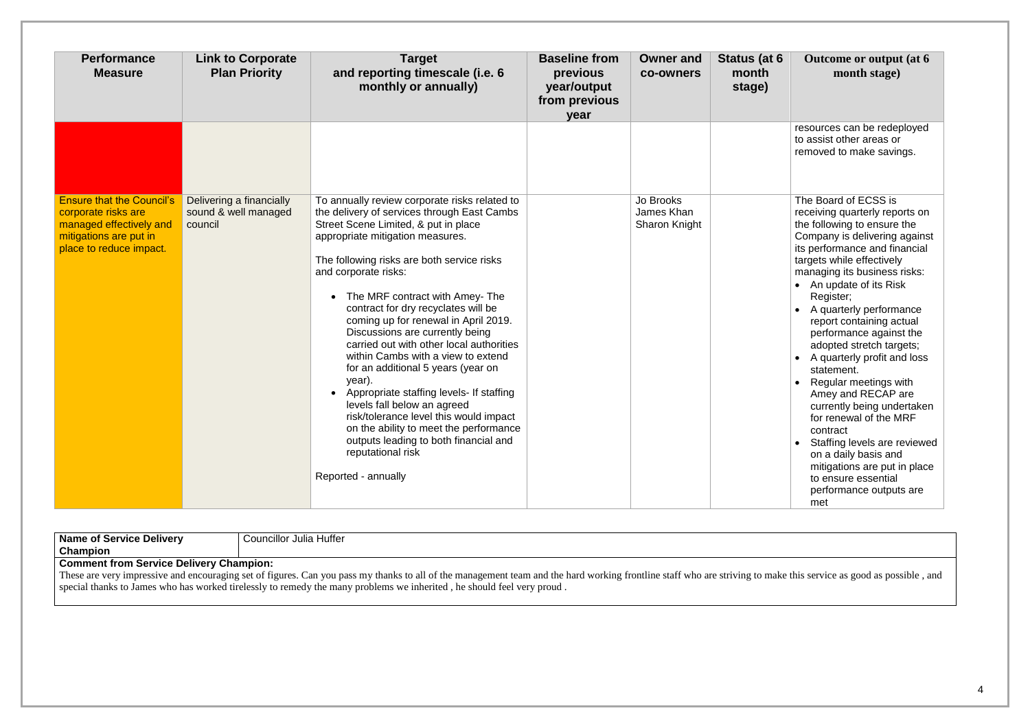| Performance Measure | Link to Corporate Plan Priority | Target and reporting timescale (i.e. 6 monthly or annually) | Baseline from previous year/output from previous year | Owner and co-owners | Status (at 6 month stage) | Outcome or output (at 6 month stage) |
|---|---|---|---|---|---|---|
| | | | | | | resources can be redeployed to assist other areas or removed to make savings. |
| Ensure that the Council's corporate risks are managed effectively and mitigations are put in place to reduce impact. | Delivering a financially sound & well managed council | To annually review corporate risks related to the delivery of services through East Cambs Street Scene Limited, & put in place appropriate mitigation measures.<br><br>The following risks are both service risks and corporate risks:<br><br>• The MRF contract with Amey- The contract for dry recyclates will be coming up for renewal in April 2019. Discussions are currently being carried out with other local authorities within Cambs with a view to extend for an additional 5 years (year on year).<br>• Appropriate staffing levels- If staffing levels fall below an agreed risk/tolerance level this would impact on the ability to meet the performance outputs leading to both financial and reputational risk<br><br>Reported - annually | | Jo Brooks<br>James Khan<br>Sharon Knight | | The Board of ECSS is receiving quarterly reports on the following to ensure the Company is delivering against its performance and financial targets while effectively managing its business risks:<br>• An update of its Risk Register;<br>• A quarterly performance report containing actual performance against the adopted stretch targets;<br>• A quarterly profit and loss statement.<br>• Regular meetings with Amey and RECAP are currently being undertaken for renewal of the MRF contract<br>• Staffing levels are reviewed on a daily basis and mitigations are put in place to ensure essential performance outputs are met |

| | |
|---|---|
| **Name of Service Delivery Champion** | Councillor Julia Huffer |

**Comment from Service Delivery Champion:**

These are very impressive and encouraging set of figures. Can you pass my thanks to all of the management team and the hard working frontline staff who are striving to make this service as good as possible , and special thanks to James who has worked tirelessly to remedy the many problems we inherited , he should feel very proud .